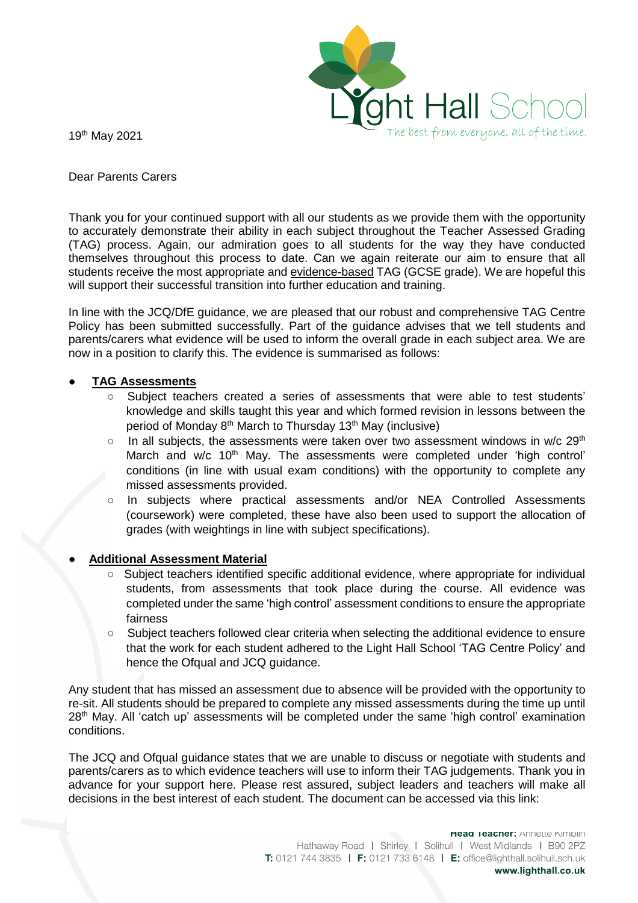19th May 2021

Dear Parents Carers

Thank you for your continued support with all our students as we provide them with the opportunity to accurately demonstrate their ability in each subject throughout the Teacher Assessed Grading (TAG) process. Again, our admiration goes to all students for the way they have conducted themselves throughout this process to date. Can we again reiterate our aim to ensure that all students receive the most appropriate and evidence-based TAG (GCSE grade). We are hopeful this will support their successful transition into further education and training.

In line with the JCQ/DfE guidance, we are pleased that our robust and comprehensive TAG Centre Policy has been submitted successfully. Part of the guidance advises that we tell students and parents/carers what evidence will be used to inform the overall grade in each subject area. We are now in a position to clarify this. The evidence is summarised as follows:

- **TAG Assessments**
  - Subject teachers created a series of assessments that were able to test students' knowledge and skills taught this year and which formed revision in lessons between the period of Monday 8th March to Thursday 13th May (inclusive)
  - In all subjects, the assessments were taken over two assessment windows in w/c 29th March and w/c 10th May. The assessments were completed under 'high control' conditions (in line with usual exam conditions) with the opportunity to complete any missed assessments provided.
  - In subjects where practical assessments and/or NEA Controlled Assessments (coursework) were completed, these have also been used to support the allocation of grades (with weightings in line with subject specifications).

- **Additional Assessment Material**
  - Subject teachers identified specific additional evidence, where appropriate for individual students, from assessments that took place during the course. All evidence was completed under the same 'high control' assessment conditions to ensure the appropriate fairness
  - Subject teachers followed clear criteria when selecting the additional evidence to ensure that the work for each student adhered to the Light Hall School 'TAG Centre Policy' and hence the Ofqual and JCQ guidance.

Any student that has missed an assessment due to absence will be provided with the opportunity to re-sit. All students should be prepared to complete any missed assessments during the time up until 28th May. All 'catch up' assessments will be completed under the same 'high control' examination conditions.

The JCQ and Ofqual guidance states that we are unable to discuss or negotiate with students and parents/carers as to which evidence teachers will use to inform their TAG judgements. Thank you in advance for your support here. Please rest assured, subject leaders and teachers will make all decisions in the best interest of each student. The document can be accessed via this link: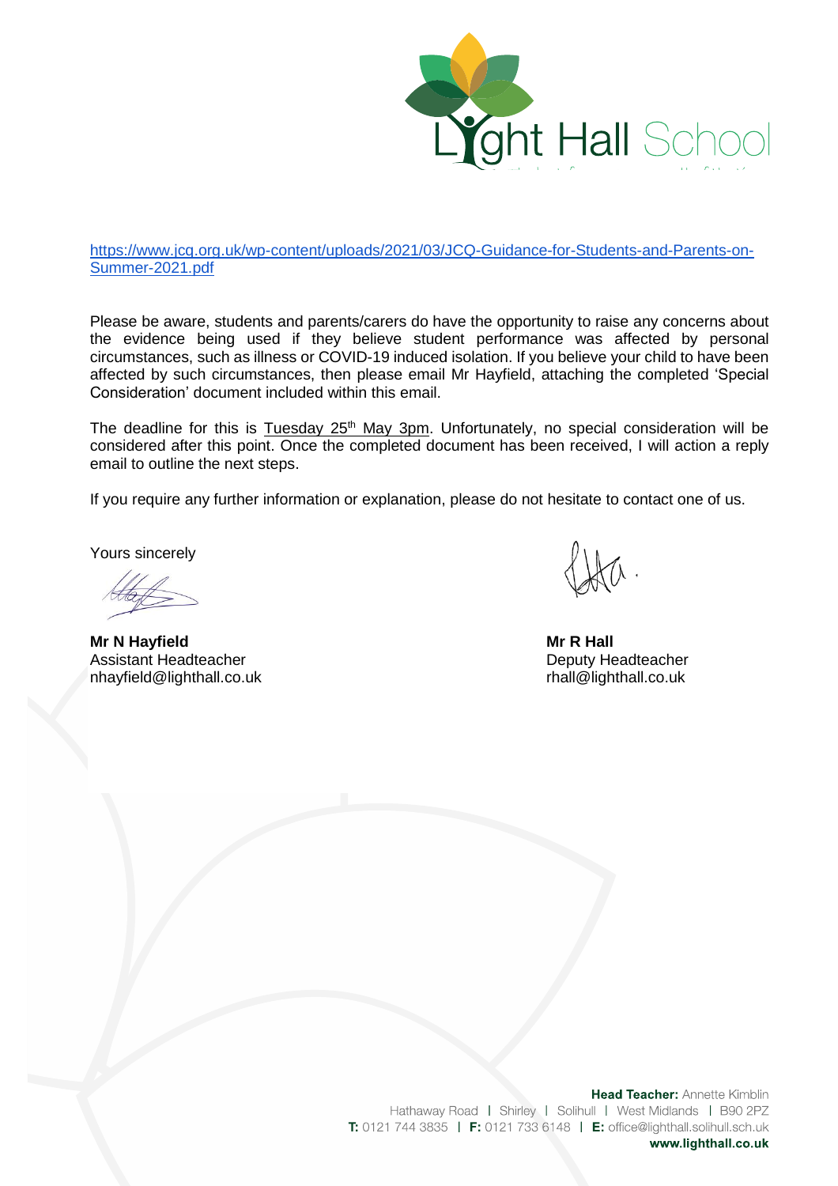https://www.jcq.org.uk/wp-content/uploads/2021/03/JCQ-Guidance-for-Students-and-Parents-on-Summer-2021.pdf

Please be aware, students and parents/carers do have the opportunity to raise any concerns about the evidence being used if they believe student performance was affected by personal circumstances, such as illness or COVID-19 induced isolation. If you believe your child to have been affected by such circumstances, then please email Mr Hayfield, attaching the completed 'Special Consideration' document included within this email.

The deadline for this is Tuesday 25th May 3pm. Unfortunately, no special consideration will be considered after this point. Once the completed document has been received, I will action a reply email to outline the next steps.

If you require any further information or explanation, please do not hesitate to contact one of us.

Yours sincerely

**Mr N Hayfield**
Assistant Headteacher
nhayfield@lighthall.co.uk

**Mr R Hall**
Deputy Headteacher
rhall@lighthall.co.uk

**Head Teacher:** Annette Kimblin
Hathaway Road | Shirley | Solihull | West Midlands | B90 2PZ
**T:** 0121 744 3835 | **F:** 0121 733 6148 | **E:** office@lighthall.solihull.sch.uk
**www.lighthall.co.uk**